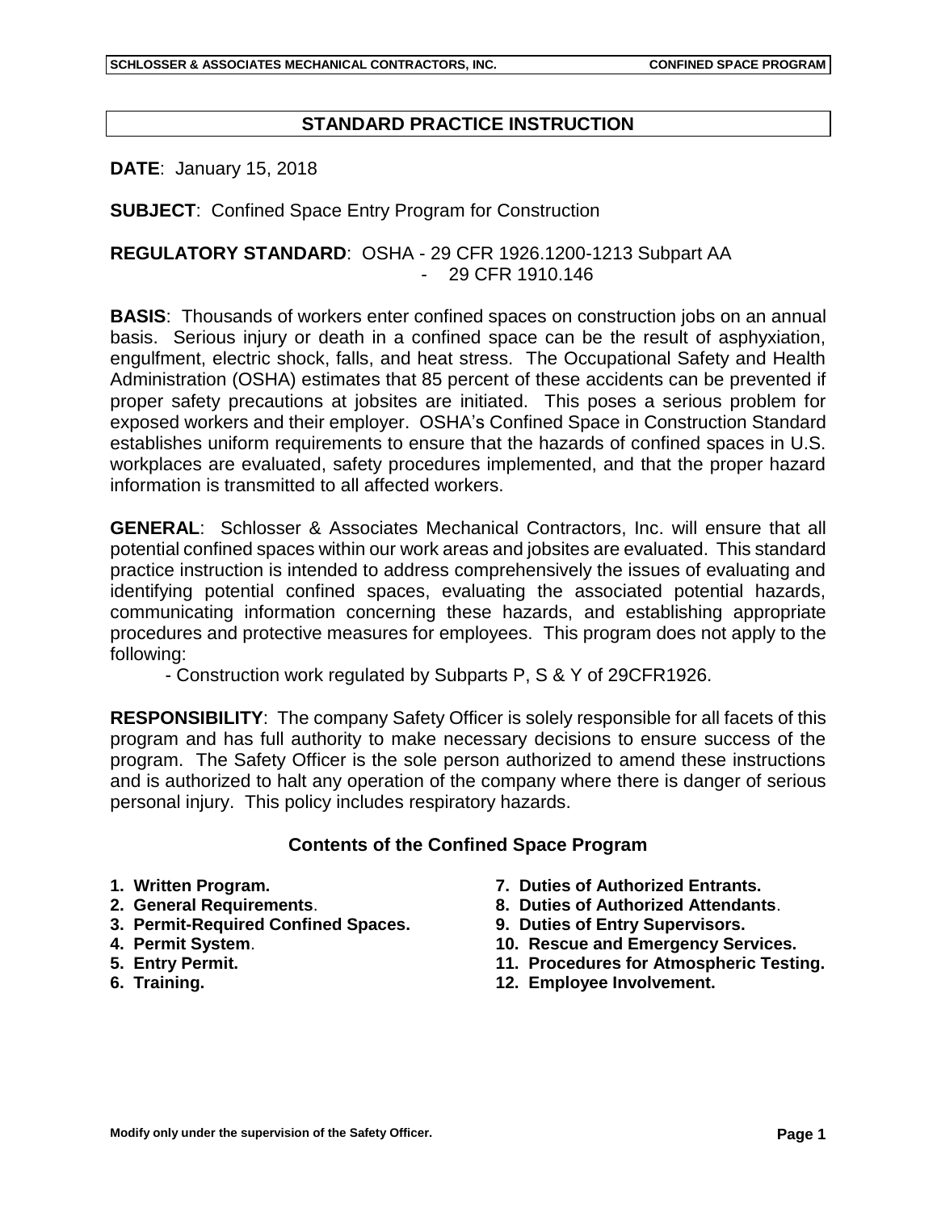# STANDARD PRACTICE INSTRUCTION

**DATE**: January 15, 2018

**SUBJECT**: Confined Space Entry Program for Construction

**REGULATORY STANDARD**: OSHA - 29 CFR 1926.1200-1213 Subpart AA
- 29 CFR 1910.146

**BASIS**: Thousands of workers enter confined spaces on construction jobs on an annual basis. Serious injury or death in a confined space can be the result of asphyxiation, engulfment, electric shock, falls, and heat stress. The Occupational Safety and Health Administration (OSHA) estimates that 85 percent of these accidents can be prevented if proper safety precautions at jobsites are initiated. This poses a serious problem for exposed workers and their employer. OSHA's Confined Space in Construction Standard establishes uniform requirements to ensure that the hazards of confined spaces in U.S. workplaces are evaluated, safety procedures implemented, and that the proper hazard information is transmitted to all affected workers.

**GENERAL**: Schlosser & Associates Mechanical Contractors, Inc. will ensure that all potential confined spaces within our work areas and jobsites are evaluated. This standard practice instruction is intended to address comprehensively the issues of evaluating and identifying potential confined spaces, evaluating the associated potential hazards, communicating information concerning these hazards, and establishing appropriate procedures and protective measures for employees. This program does not apply to the following:

- Construction work regulated by Subparts P, S & Y of 29CFR1926.

**RESPONSIBILITY**: The company Safety Officer is solely responsible for all facets of this program and has full authority to make necessary decisions to ensure success of the program. The Safety Officer is the sole person authorized to amend these instructions and is authorized to halt any operation of the company where there is danger of serious personal injury. This policy includes respiratory hazards.

## Contents of the Confined Space Program

1. **Written Program.**
2. **General Requirements**.
3. **Permit-Required Confined Spaces.**
4. **Permit System**.
5. **Entry Permit.**
6. **Training.**
7. **Duties of Authorized Entrants.**
8. **Duties of Authorized Attendants**.
9. **Duties of Entry Supervisors.**
10. **Rescue and Emergency Services.**
11. **Procedures for Atmospheric Testing.**
12. **Employee Involvement.**

Modify only under the supervision of the Safety Officer.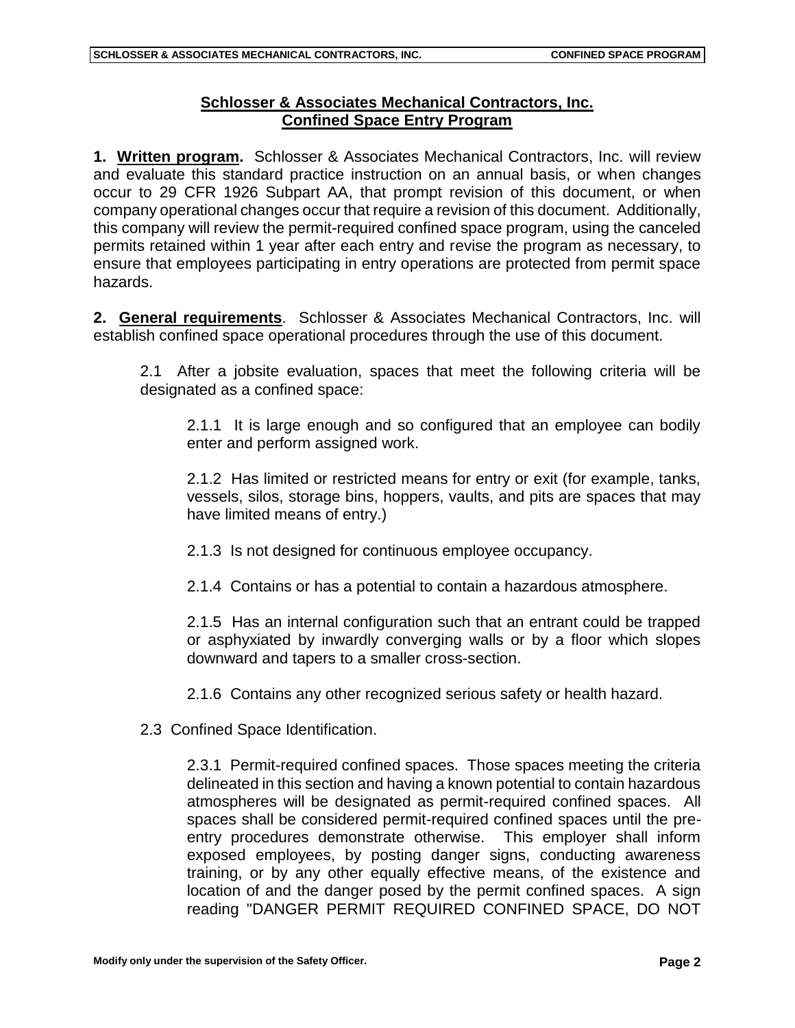## Schlosser & Associates Mechanical Contractors, Inc. Confined Space Entry Program

**1. Written program.** Schlosser & Associates Mechanical Contractors, Inc. will review and evaluate this standard practice instruction on an annual basis, or when changes occur to 29 CFR 1926 Subpart AA, that prompt revision of this document, or when company operational changes occur that require a revision of this document. Additionally, this company will review the permit-required confined space program, using the canceled permits retained within 1 year after each entry and revise the program as necessary, to ensure that employees participating in entry operations are protected from permit space hazards.

**2. General requirements**. Schlosser & Associates Mechanical Contractors, Inc. will establish confined space operational procedures through the use of this document.

2.1 After a jobsite evaluation, spaces that meet the following criteria will be designated as a confined space:

2.1.1 It is large enough and so configured that an employee can bodily enter and perform assigned work.

2.1.2 Has limited or restricted means for entry or exit (for example, tanks, vessels, silos, storage bins, hoppers, vaults, and pits are spaces that may have limited means of entry.)

2.1.3 Is not designed for continuous employee occupancy.

2.1.4 Contains or has a potential to contain a hazardous atmosphere.

2.1.5 Has an internal configuration such that an entrant could be trapped or asphyxiated by inwardly converging walls or by a floor which slopes downward and tapers to a smaller cross-section.

2.1.6 Contains any other recognized serious safety or health hazard.

2.3 Confined Space Identification.

2.3.1 Permit-required confined spaces. Those spaces meeting the criteria delineated in this section and having a known potential to contain hazardous atmospheres will be designated as permit-required confined spaces. All spaces shall be considered permit-required confined spaces until the pre-entry procedures demonstrate otherwise. This employer shall inform exposed employees, by posting danger signs, conducting awareness training, or by any other equally effective means, of the existence and location of and the danger posed by the permit confined spaces. A sign reading "DANGER PERMIT REQUIRED CONFINED SPACE, DO NOT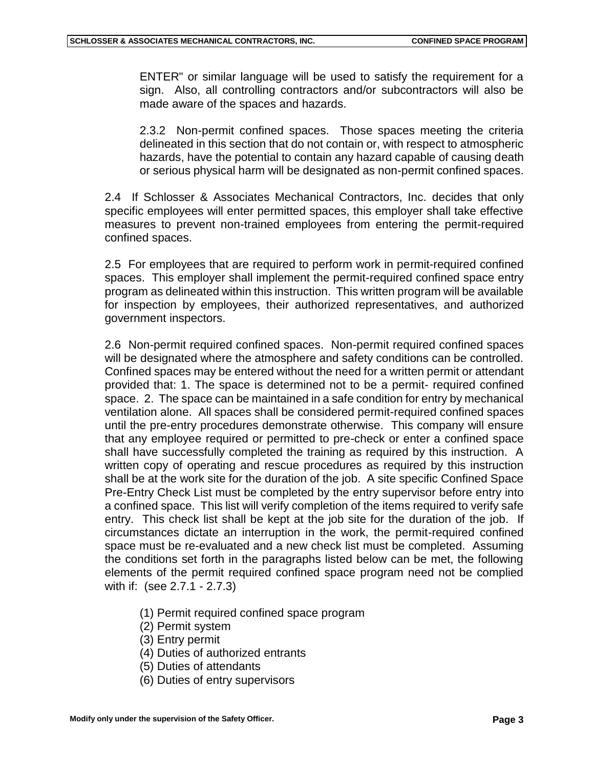ENTER" or similar language will be used to satisfy the requirement for a sign. Also, all controlling contractors and/or subcontractors will also be made aware of the spaces and hazards.

2.3.2 Non-permit confined spaces. Those spaces meeting the criteria delineated in this section that do not contain or, with respect to atmospheric hazards, have the potential to contain any hazard capable of causing death or serious physical harm will be designated as non-permit confined spaces.

2.4 If Schlosser & Associates Mechanical Contractors, Inc. decides that only specific employees will enter permitted spaces, this employer shall take effective measures to prevent non-trained employees from entering the permit-required confined spaces.

2.5 For employees that are required to perform work in permit-required confined spaces. This employer shall implement the permit-required confined space entry program as delineated within this instruction. This written program will be available for inspection by employees, their authorized representatives, and authorized government inspectors.

2.6 Non-permit required confined spaces. Non-permit required confined spaces will be designated where the atmosphere and safety conditions can be controlled. Confined spaces may be entered without the need for a written permit or attendant provided that: 1. The space is determined not to be a permit- required confined space. 2. The space can be maintained in a safe condition for entry by mechanical ventilation alone. All spaces shall be considered permit-required confined spaces until the pre-entry procedures demonstrate otherwise. This company will ensure that any employee required or permitted to pre-check or enter a confined space shall have successfully completed the training as required by this instruction. A written copy of operating and rescue procedures as required by this instruction shall be at the work site for the duration of the job. A site specific Confined Space Pre-Entry Check List must be completed by the entry supervisor before entry into a confined space. This list will verify completion of the items required to verify safe entry. This check list shall be kept at the job site for the duration of the job. If circumstances dictate an interruption in the work, the permit-required confined space must be re-evaluated and a new check list must be completed. Assuming the conditions set forth in the paragraphs listed below can be met, the following elements of the permit required confined space program need not be complied with if: (see 2.7.1 - 2.7.3)

(1) Permit required confined space program
(2) Permit system
(3) Entry permit
(4) Duties of authorized entrants
(5) Duties of attendants
(6) Duties of entry supervisors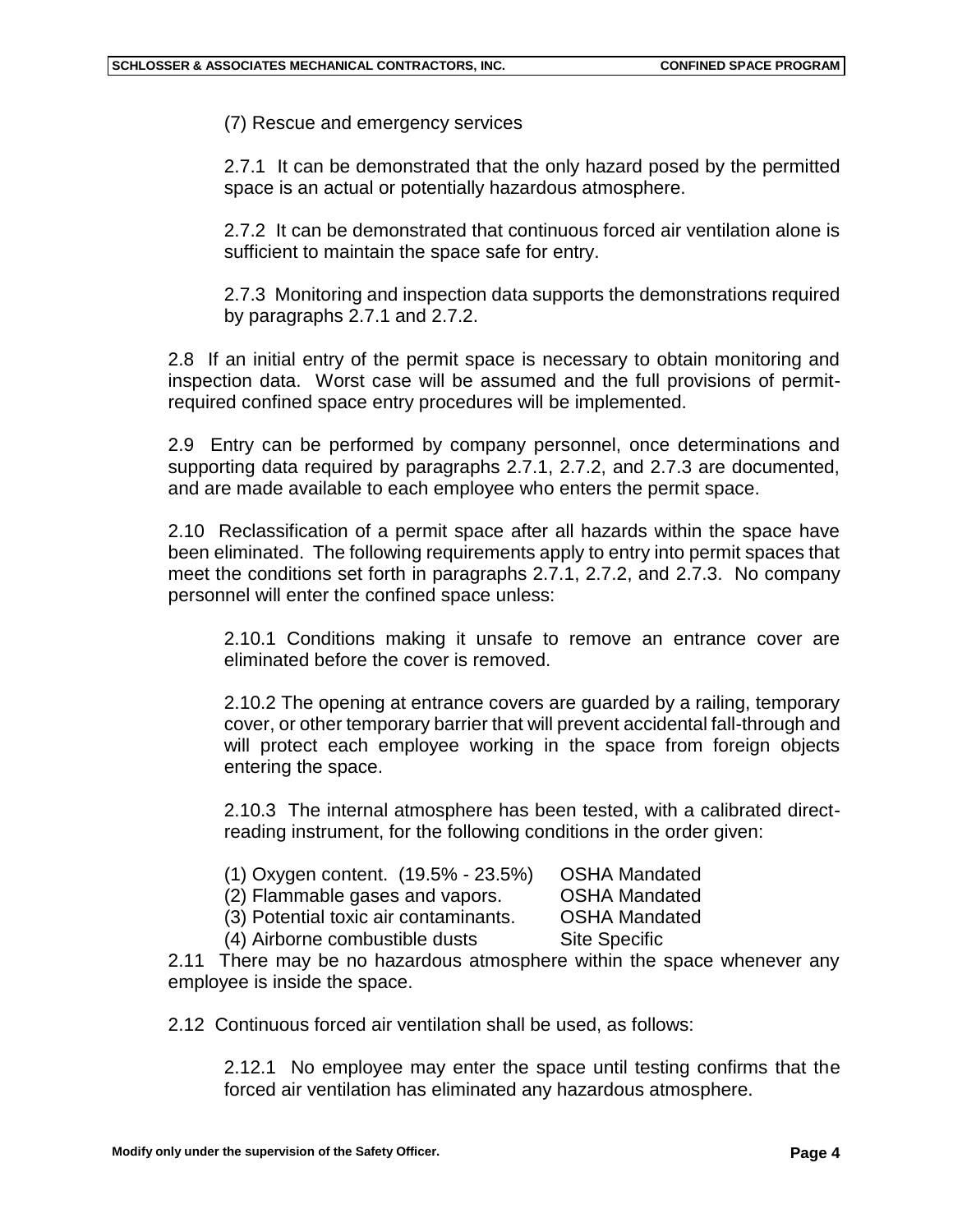(7) Rescue and emergency services

2.7.1 It can be demonstrated that the only hazard posed by the permitted space is an actual or potentially hazardous atmosphere.

2.7.2 It can be demonstrated that continuous forced air ventilation alone is sufficient to maintain the space safe for entry.

2.7.3 Monitoring and inspection data supports the demonstrations required by paragraphs 2.7.1 and 2.7.2.

2.8 If an initial entry of the permit space is necessary to obtain monitoring and inspection data. Worst case will be assumed and the full provisions of permit-required confined space entry procedures will be implemented.

2.9 Entry can be performed by company personnel, once determinations and supporting data required by paragraphs 2.7.1, 2.7.2, and 2.7.3 are documented, and are made available to each employee who enters the permit space.

2.10 Reclassification of a permit space after all hazards within the space have been eliminated. The following requirements apply to entry into permit spaces that meet the conditions set forth in paragraphs 2.7.1, 2.7.2, and 2.7.3. No company personnel will enter the confined space unless:

2.10.1 Conditions making it unsafe to remove an entrance cover are eliminated before the cover is removed.

2.10.2 The opening at entrance covers are guarded by a railing, temporary cover, or other temporary barrier that will prevent accidental fall-through and will protect each employee working in the space from foreign objects entering the space.

2.10.3 The internal atmosphere has been tested, with a calibrated direct-reading instrument, for the following conditions in the order given:

| | |
|---|---|
| (1) Oxygen content. (19.5% - 23.5%) | OSHA Mandated |
| (2) Flammable gases and vapors. | OSHA Mandated |
| (3) Potential toxic air contaminants. | OSHA Mandated |
| (4) Airborne combustible dusts | Site Specific |

2.11 There may be no hazardous atmosphere within the space whenever any employee is inside the space.

2.12 Continuous forced air ventilation shall be used, as follows:

2.12.1 No employee may enter the space until testing confirms that the forced air ventilation has eliminated any hazardous atmosphere.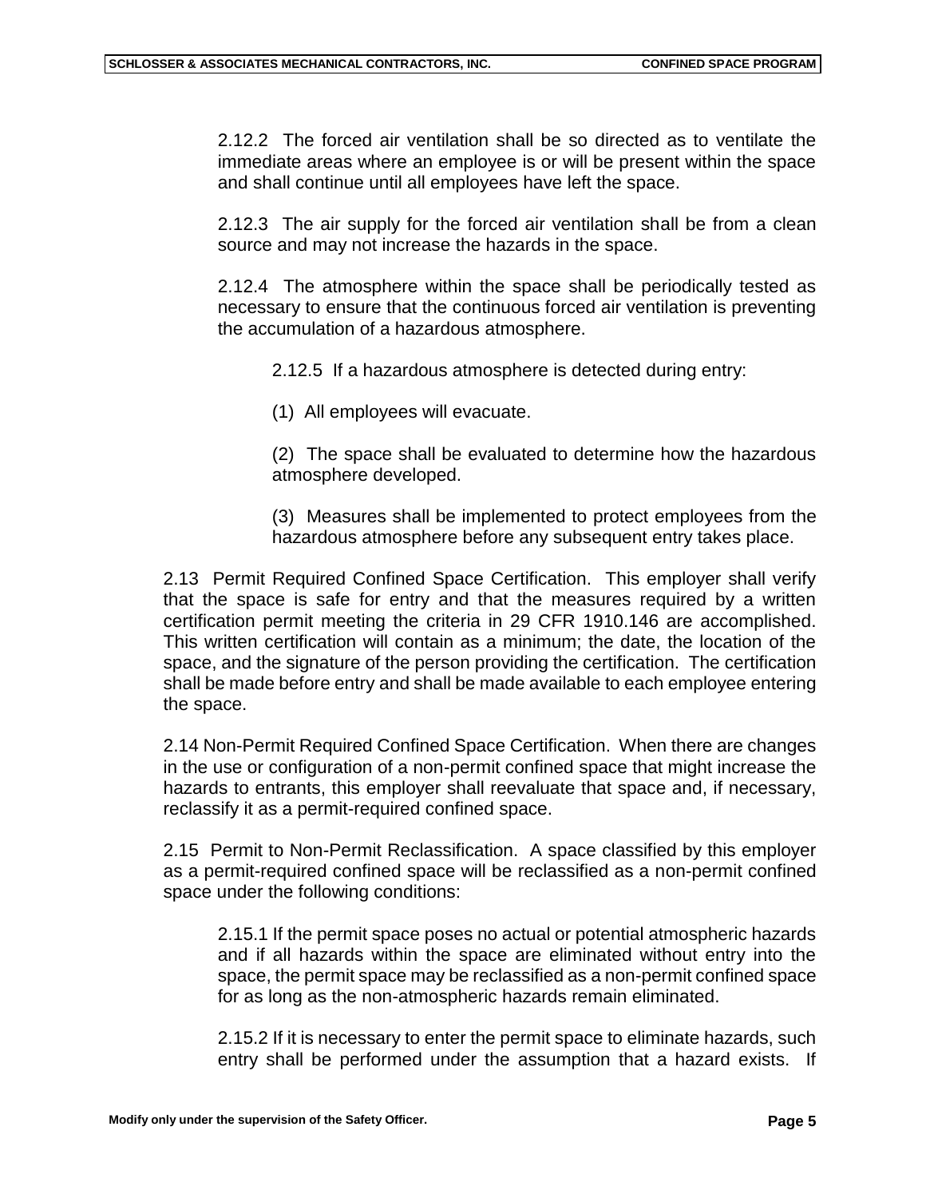2.12.2 The forced air ventilation shall be so directed as to ventilate the immediate areas where an employee is or will be present within the space and shall continue until all employees have left the space.

2.12.3 The air supply for the forced air ventilation shall be from a clean source and may not increase the hazards in the space.

2.12.4 The atmosphere within the space shall be periodically tested as necessary to ensure that the continuous forced air ventilation is preventing the accumulation of a hazardous atmosphere.

2.12.5 If a hazardous atmosphere is detected during entry:

(1) All employees will evacuate.

(2) The space shall be evaluated to determine how the hazardous atmosphere developed.

(3) Measures shall be implemented to protect employees from the hazardous atmosphere before any subsequent entry takes place.

2.13 Permit Required Confined Space Certification. This employer shall verify that the space is safe for entry and that the measures required by a written certification permit meeting the criteria in 29 CFR 1910.146 are accomplished. This written certification will contain as a minimum; the date, the location of the space, and the signature of the person providing the certification. The certification shall be made before entry and shall be made available to each employee entering the space.

2.14 Non-Permit Required Confined Space Certification. When there are changes in the use or configuration of a non-permit confined space that might increase the hazards to entrants, this employer shall reevaluate that space and, if necessary, reclassify it as a permit-required confined space.

2.15 Permit to Non-Permit Reclassification. A space classified by this employer as a permit-required confined space will be reclassified as a non-permit confined space under the following conditions:

2.15.1 If the permit space poses no actual or potential atmospheric hazards and if all hazards within the space are eliminated without entry into the space, the permit space may be reclassified as a non-permit confined space for as long as the non-atmospheric hazards remain eliminated.

2.15.2 If it is necessary to enter the permit space to eliminate hazards, such entry shall be performed under the assumption that a hazard exists. If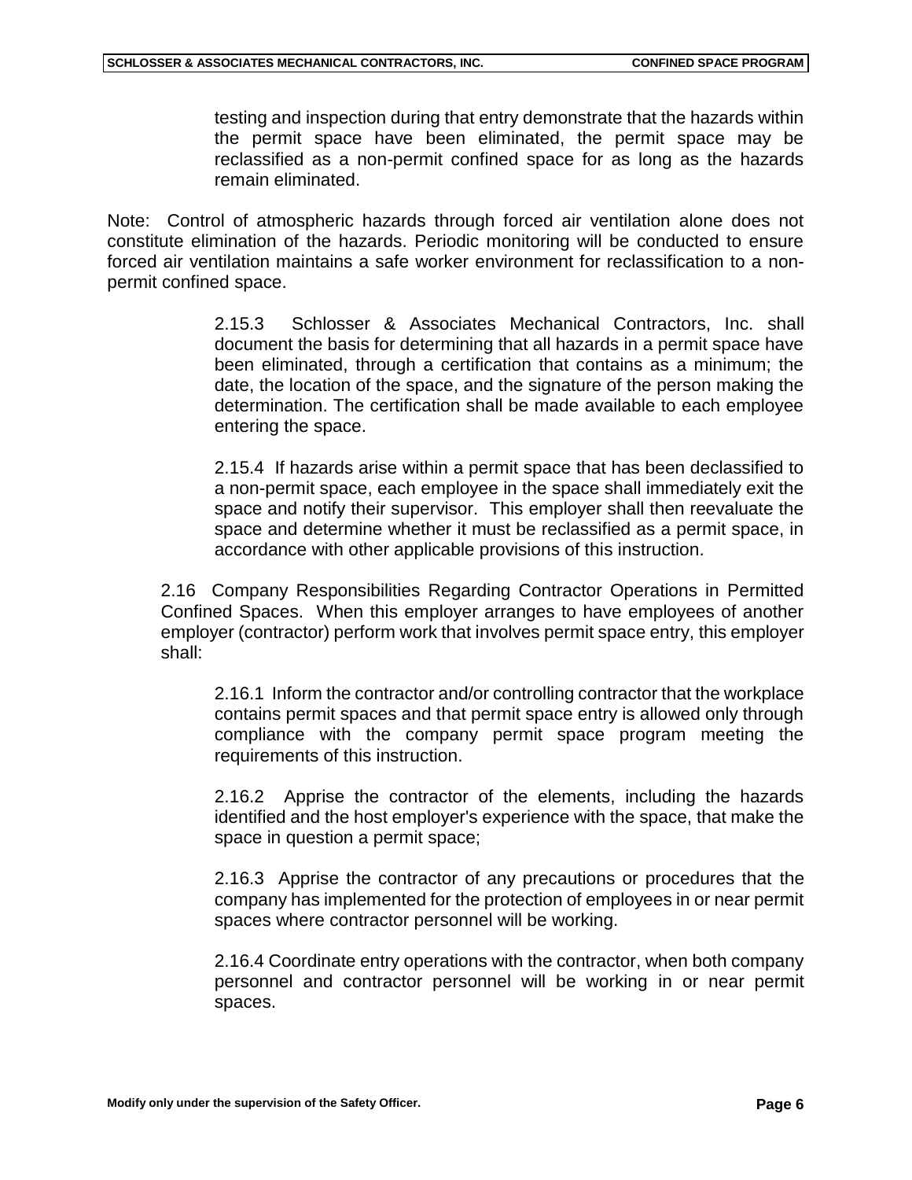testing and inspection during that entry demonstrate that the hazards within the permit space have been eliminated, the permit space may be reclassified as a non-permit confined space for as long as the hazards remain eliminated.

Note: Control of atmospheric hazards through forced air ventilation alone does not constitute elimination of the hazards. Periodic monitoring will be conducted to ensure forced air ventilation maintains a safe worker environment for reclassification to a non-permit confined space.

2.15.3 Schlosser & Associates Mechanical Contractors, Inc. shall document the basis for determining that all hazards in a permit space have been eliminated, through a certification that contains as a minimum; the date, the location of the space, and the signature of the person making the determination. The certification shall be made available to each employee entering the space.

2.15.4 If hazards arise within a permit space that has been declassified to a non-permit space, each employee in the space shall immediately exit the space and notify their supervisor. This employer shall then reevaluate the space and determine whether it must be reclassified as a permit space, in accordance with other applicable provisions of this instruction.

2.16 Company Responsibilities Regarding Contractor Operations in Permitted Confined Spaces. When this employer arranges to have employees of another employer (contractor) perform work that involves permit space entry, this employer shall:

2.16.1 Inform the contractor and/or controlling contractor that the workplace contains permit spaces and that permit space entry is allowed only through compliance with the company permit space program meeting the requirements of this instruction.

2.16.2 Apprise the contractor of the elements, including the hazards identified and the host employer's experience with the space, that make the space in question a permit space;

2.16.3 Apprise the contractor of any precautions or procedures that the company has implemented for the protection of employees in or near permit spaces where contractor personnel will be working.

2.16.4 Coordinate entry operations with the contractor, when both company personnel and contractor personnel will be working in or near permit spaces.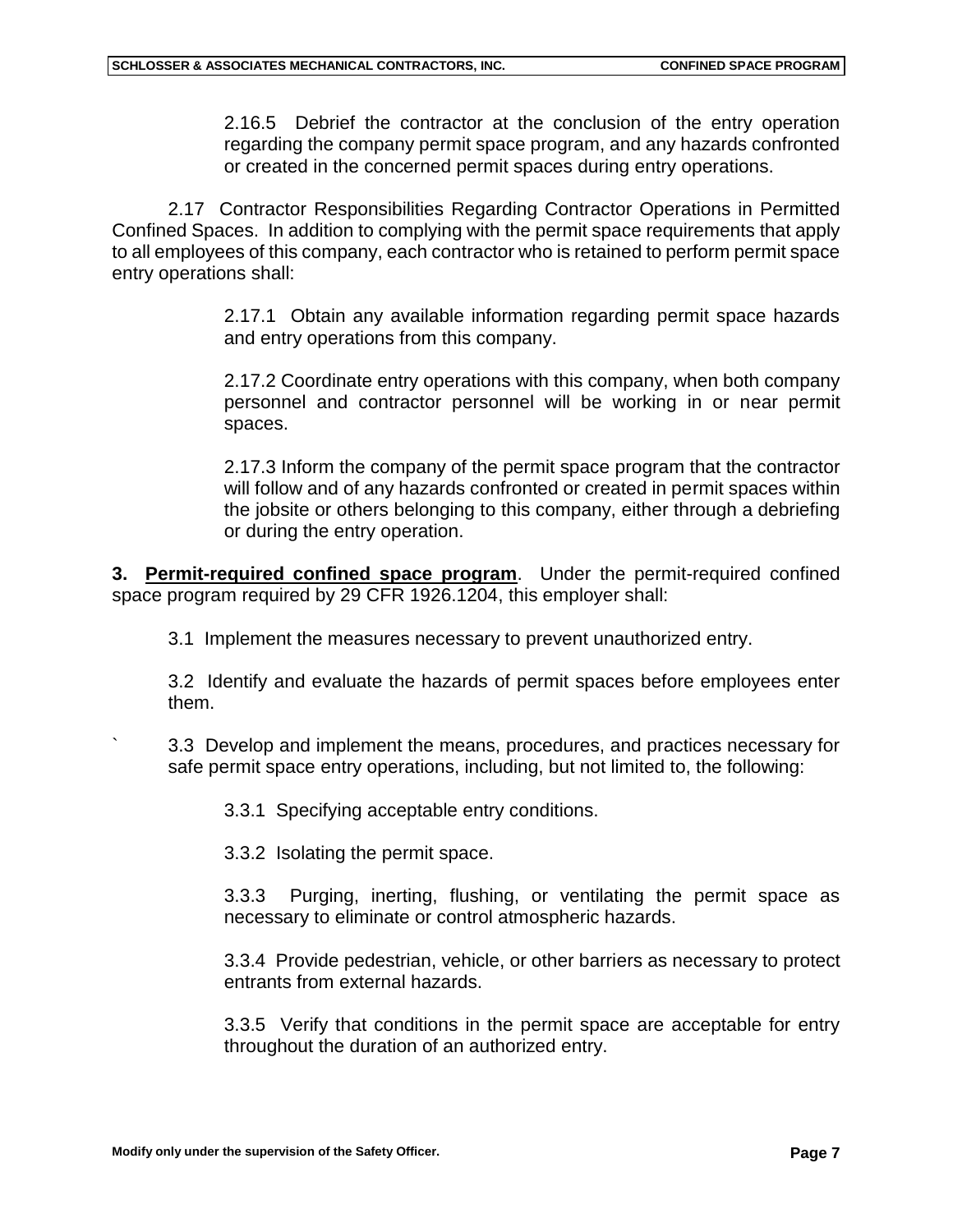2.16.5 Debrief the contractor at the conclusion of the entry operation regarding the company permit space program, and any hazards confronted or created in the concerned permit spaces during entry operations.

2.17 Contractor Responsibilities Regarding Contractor Operations in Permitted Confined Spaces. In addition to complying with the permit space requirements that apply to all employees of this company, each contractor who is retained to perform permit space entry operations shall:

2.17.1 Obtain any available information regarding permit space hazards and entry operations from this company.

2.17.2 Coordinate entry operations with this company, when both company personnel and contractor personnel will be working in or near permit spaces.

2.17.3 Inform the company of the permit space program that the contractor will follow and of any hazards confronted or created in permit spaces within the jobsite or others belonging to this company, either through a debriefing or during the entry operation.

**3. <u>Permit-required confined space program</u>**. Under the permit-required confined space program required by 29 CFR 1926.1204, this employer shall:

3.1 Implement the measures necessary to prevent unauthorized entry.

3.2 Identify and evaluate the hazards of permit spaces before employees enter them.

` 3.3 Develop and implement the means, procedures, and practices necessary for safe permit space entry operations, including, but not limited to, the following:

3.3.1 Specifying acceptable entry conditions.

3.3.2 Isolating the permit space.

3.3.3 Purging, inerting, flushing, or ventilating the permit space as necessary to eliminate or control atmospheric hazards.

3.3.4 Provide pedestrian, vehicle, or other barriers as necessary to protect entrants from external hazards.

3.3.5 Verify that conditions in the permit space are acceptable for entry throughout the duration of an authorized entry.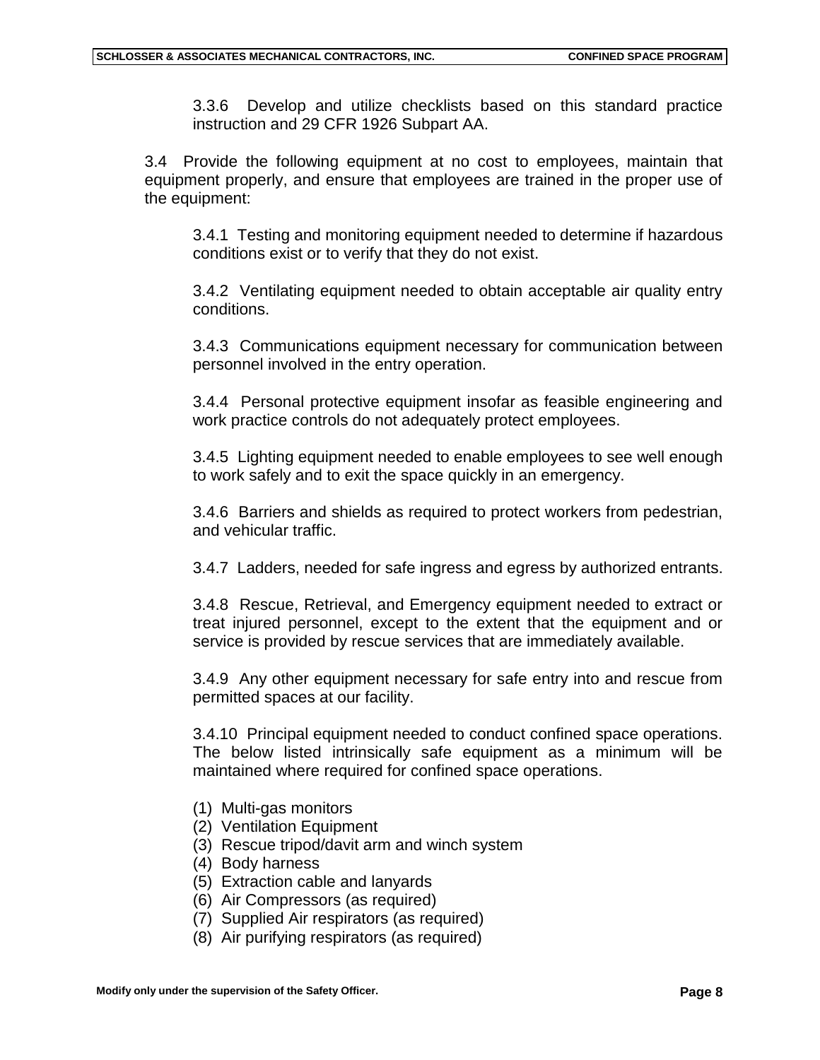3.3.6 Develop and utilize checklists based on this standard practice instruction and 29 CFR 1926 Subpart AA.

3.4 Provide the following equipment at no cost to employees, maintain that equipment properly, and ensure that employees are trained in the proper use of the equipment:

3.4.1 Testing and monitoring equipment needed to determine if hazardous conditions exist or to verify that they do not exist.

3.4.2 Ventilating equipment needed to obtain acceptable air quality entry conditions.

3.4.3 Communications equipment necessary for communication between personnel involved in the entry operation.

3.4.4 Personal protective equipment insofar as feasible engineering and work practice controls do not adequately protect employees.

3.4.5 Lighting equipment needed to enable employees to see well enough to work safely and to exit the space quickly in an emergency.

3.4.6 Barriers and shields as required to protect workers from pedestrian, and vehicular traffic.

3.4.7 Ladders, needed for safe ingress and egress by authorized entrants.

3.4.8 Rescue, Retrieval, and Emergency equipment needed to extract or treat injured personnel, except to the extent that the equipment and or service is provided by rescue services that are immediately available.

3.4.9 Any other equipment necessary for safe entry into and rescue from permitted spaces at our facility.

3.4.10 Principal equipment needed to conduct confined space operations. The below listed intrinsically safe equipment as a minimum will be maintained where required for confined space operations.

(1) Multi-gas monitors
(2) Ventilation Equipment
(3) Rescue tripod/davit arm and winch system
(4) Body harness
(5) Extraction cable and lanyards
(6) Air Compressors (as required)
(7) Supplied Air respirators (as required)
(8) Air purifying respirators (as required)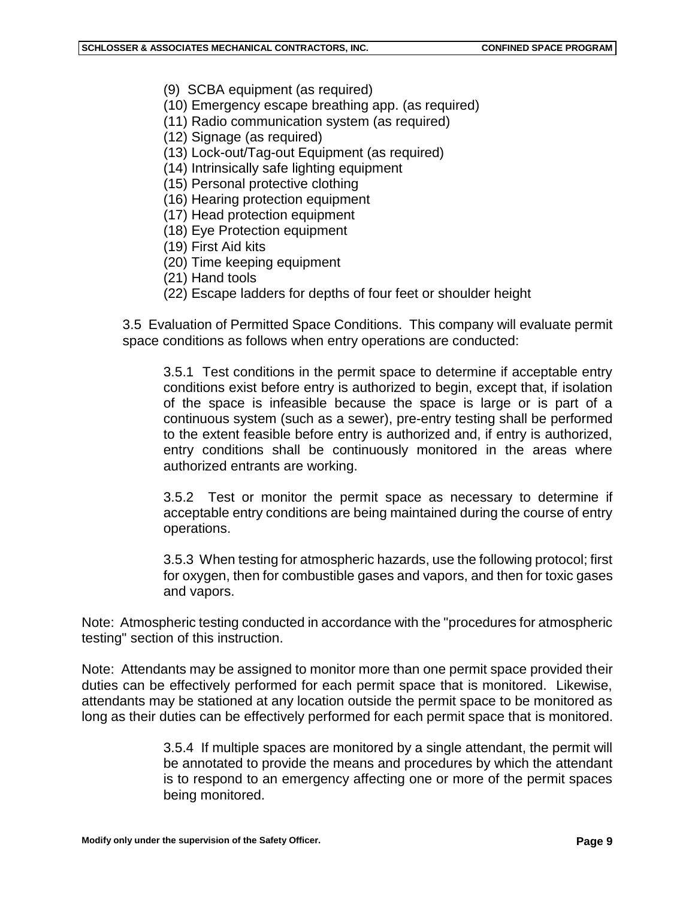(9) SCBA equipment (as required)
(10) Emergency escape breathing app. (as required)
(11) Radio communication system (as required)
(12) Signage (as required)
(13) Lock-out/Tag-out Equipment (as required)
(14) Intrinsically safe lighting equipment
(15) Personal protective clothing
(16) Hearing protection equipment
(17) Head protection equipment
(18) Eye Protection equipment
(19) First Aid kits
(20) Time keeping equipment
(21) Hand tools
(22) Escape ladders for depths of four feet or shoulder height

3.5 Evaluation of Permitted Space Conditions. This company will evaluate permit space conditions as follows when entry operations are conducted:

3.5.1 Test conditions in the permit space to determine if acceptable entry conditions exist before entry is authorized to begin, except that, if isolation of the space is infeasible because the space is large or is part of a continuous system (such as a sewer), pre-entry testing shall be performed to the extent feasible before entry is authorized and, if entry is authorized, entry conditions shall be continuously monitored in the areas where authorized entrants are working.

3.5.2 Test or monitor the permit space as necessary to determine if acceptable entry conditions are being maintained during the course of entry operations.

3.5.3 When testing for atmospheric hazards, use the following protocol; first for oxygen, then for combustible gases and vapors, and then for toxic gases and vapors.

Note: Atmospheric testing conducted in accordance with the "procedures for atmospheric testing" section of this instruction.

Note: Attendants may be assigned to monitor more than one permit space provided their duties can be effectively performed for each permit space that is monitored. Likewise, attendants may be stationed at any location outside the permit space to be monitored as long as their duties can be effectively performed for each permit space that is monitored.

3.5.4 If multiple spaces are monitored by a single attendant, the permit will be annotated to provide the means and procedures by which the attendant is to respond to an emergency affecting one or more of the permit spaces being monitored.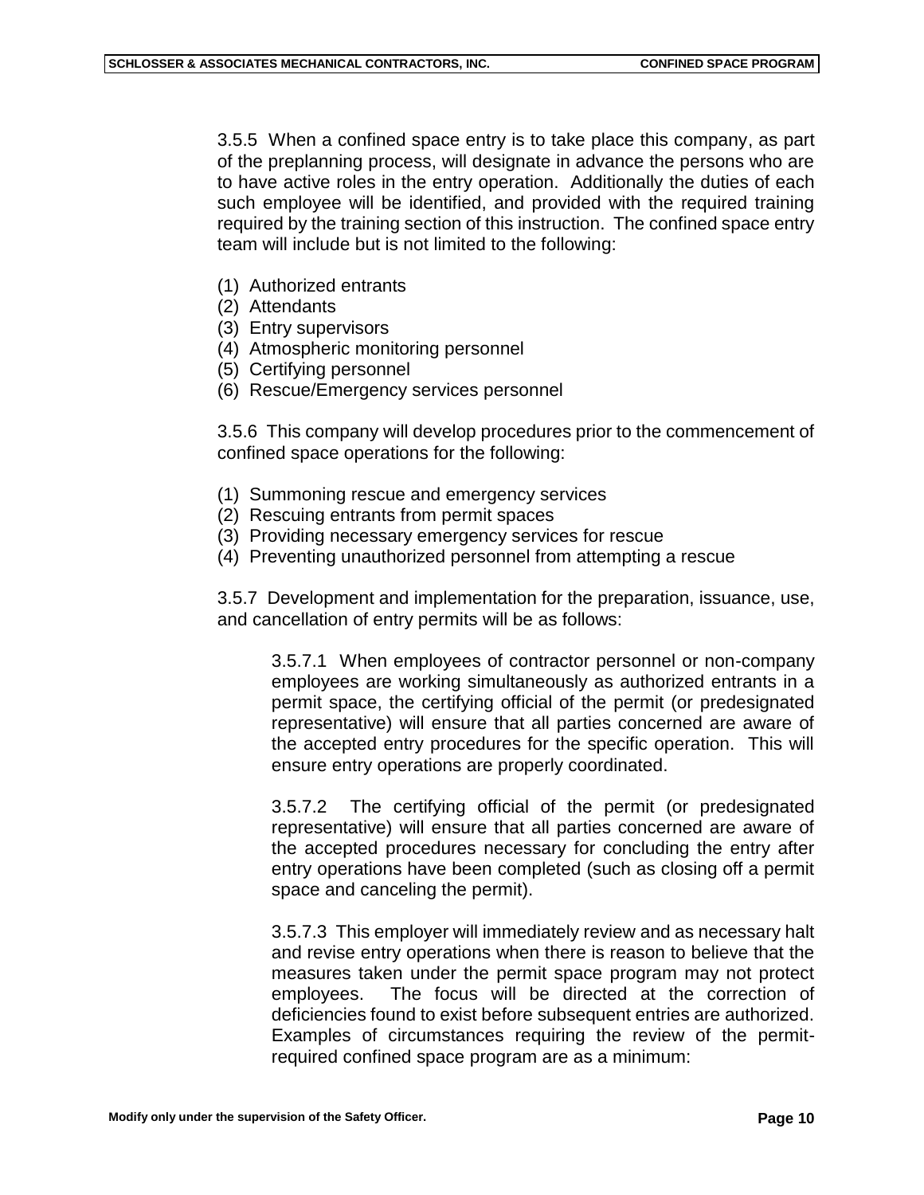3.5.5 When a confined space entry is to take place this company, as part of the preplanning process, will designate in advance the persons who are to have active roles in the entry operation. Additionally the duties of each such employee will be identified, and provided with the required training required by the training section of this instruction. The confined space entry team will include but is not limited to the following:

(1) Authorized entrants
(2) Attendants
(3) Entry supervisors
(4) Atmospheric monitoring personnel
(5) Certifying personnel
(6) Rescue/Emergency services personnel

3.5.6 This company will develop procedures prior to the commencement of confined space operations for the following:

(1) Summoning rescue and emergency services
(2) Rescuing entrants from permit spaces
(3) Providing necessary emergency services for rescue
(4) Preventing unauthorized personnel from attempting a rescue

3.5.7 Development and implementation for the preparation, issuance, use, and cancellation of entry permits will be as follows:

3.5.7.1 When employees of contractor personnel or non-company employees are working simultaneously as authorized entrants in a permit space, the certifying official of the permit (or predesignated representative) will ensure that all parties concerned are aware of the accepted entry procedures for the specific operation. This will ensure entry operations are properly coordinated.

3.5.7.2 The certifying official of the permit (or predesignated representative) will ensure that all parties concerned are aware of the accepted procedures necessary for concluding the entry after entry operations have been completed (such as closing off a permit space and canceling the permit).

3.5.7.3 This employer will immediately review and as necessary halt and revise entry operations when there is reason to believe that the measures taken under the permit space program may not protect employees. The focus will be directed at the correction of deficiencies found to exist before subsequent entries are authorized. Examples of circumstances requiring the review of the permit-required confined space program are as a minimum: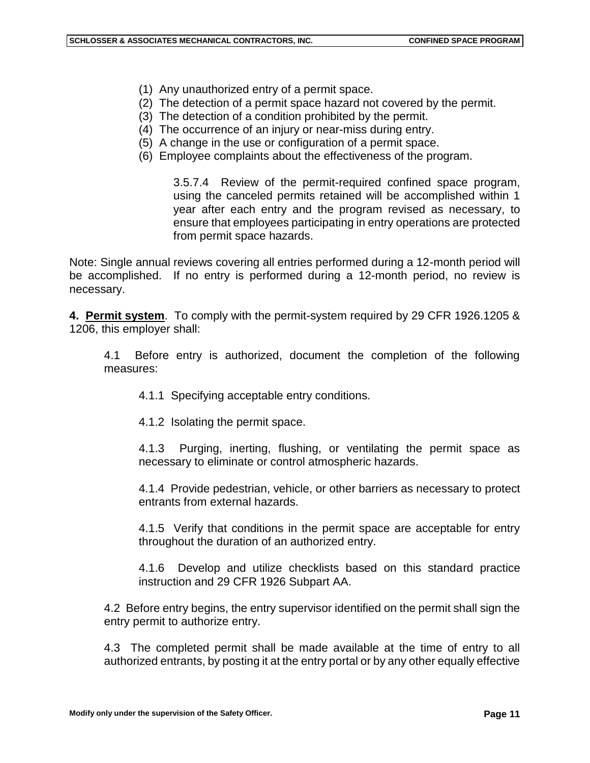(1) Any unauthorized entry of a permit space.
(2) The detection of a permit space hazard not covered by the permit.
(3) The detection of a condition prohibited by the permit.
(4) The occurrence of an injury or near-miss during entry.
(5) A change in the use or configuration of a permit space.
(6) Employee complaints about the effectiveness of the program.

3.5.7.4 Review of the permit-required confined space program, using the canceled permits retained will be accomplished within 1 year after each entry and the program revised as necessary, to ensure that employees participating in entry operations are protected from permit space hazards.

Note: Single annual reviews covering all entries performed during a 12-month period will be accomplished. If no entry is performed during a 12-month period, no review is necessary.

**4. Permit system**. To comply with the permit-system required by 29 CFR 1926.1205 & 1206, this employer shall:

4.1 Before entry is authorized, document the completion of the following measures:

4.1.1 Specifying acceptable entry conditions.

4.1.2 Isolating the permit space.

4.1.3 Purging, inerting, flushing, or ventilating the permit space as necessary to eliminate or control atmospheric hazards.

4.1.4 Provide pedestrian, vehicle, or other barriers as necessary to protect entrants from external hazards.

4.1.5 Verify that conditions in the permit space are acceptable for entry throughout the duration of an authorized entry.

4.1.6 Develop and utilize checklists based on this standard practice instruction and 29 CFR 1926 Subpart AA.

4.2 Before entry begins, the entry supervisor identified on the permit shall sign the entry permit to authorize entry.

4.3 The completed permit shall be made available at the time of entry to all authorized entrants, by posting it at the entry portal or by any other equally effective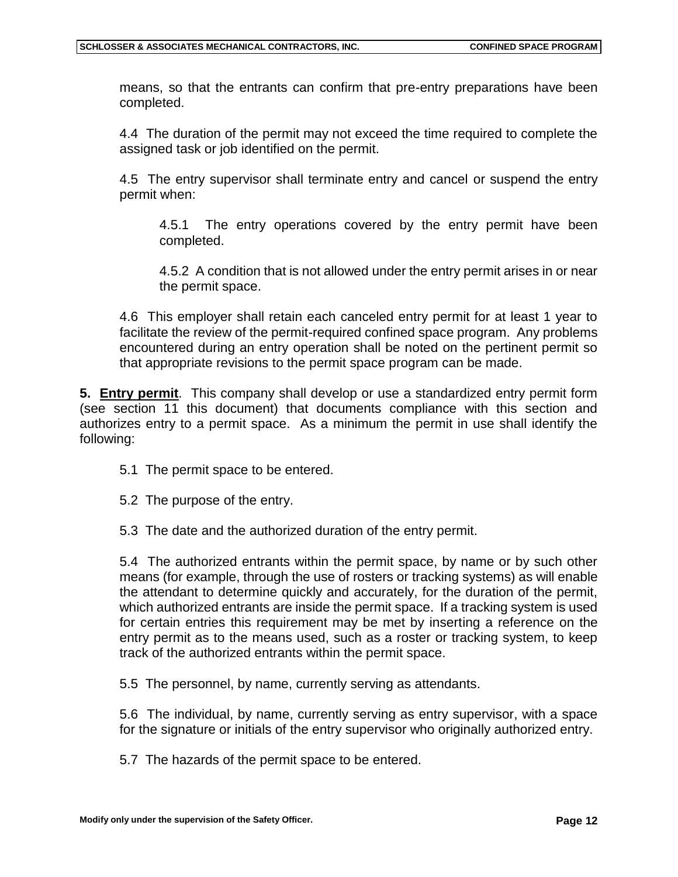means, so that the entrants can confirm that pre-entry preparations have been completed.

4.4 The duration of the permit may not exceed the time required to complete the assigned task or job identified on the permit.

4.5 The entry supervisor shall terminate entry and cancel or suspend the entry permit when:

4.5.1 The entry operations covered by the entry permit have been completed.

4.5.2 A condition that is not allowed under the entry permit arises in or near the permit space.

4.6 This employer shall retain each canceled entry permit for at least 1 year to facilitate the review of the permit-required confined space program. Any problems encountered during an entry operation shall be noted on the pertinent permit so that appropriate revisions to the permit space program can be made.

**5. <u>Entry permit</u>**. This company shall develop or use a standardized entry permit form (see section 11 this document) that documents compliance with this section and authorizes entry to a permit space. As a minimum the permit in use shall identify the following:

5.1 The permit space to be entered.

5.2 The purpose of the entry.

5.3 The date and the authorized duration of the entry permit.

5.4 The authorized entrants within the permit space, by name or by such other means (for example, through the use of rosters or tracking systems) as will enable the attendant to determine quickly and accurately, for the duration of the permit, which authorized entrants are inside the permit space. If a tracking system is used for certain entries this requirement may be met by inserting a reference on the entry permit as to the means used, such as a roster or tracking system, to keep track of the authorized entrants within the permit space.

5.5 The personnel, by name, currently serving as attendants.

5.6 The individual, by name, currently serving as entry supervisor, with a space for the signature or initials of the entry supervisor who originally authorized entry.

5.7 The hazards of the permit space to be entered.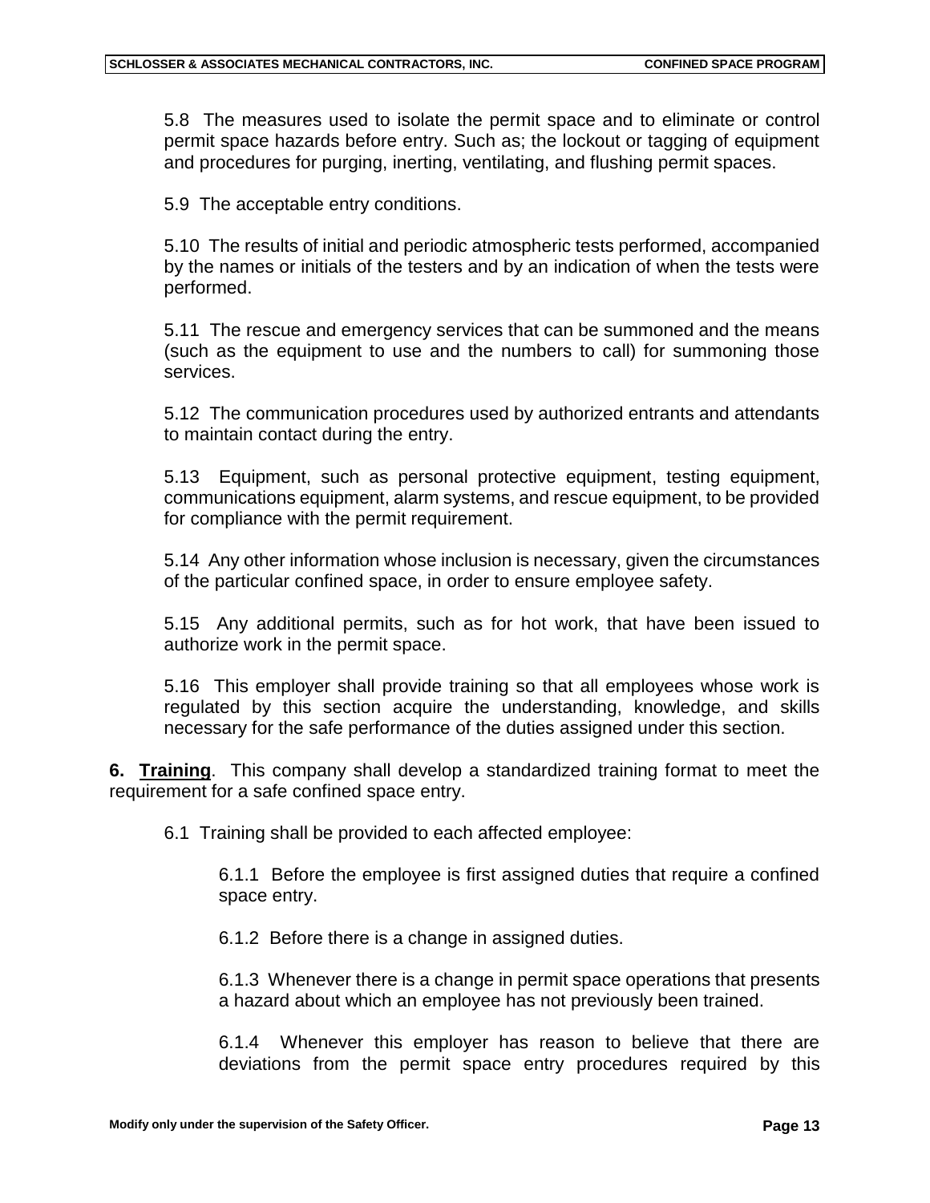5.8 The measures used to isolate the permit space and to eliminate or control permit space hazards before entry. Such as; the lockout or tagging of equipment and procedures for purging, inerting, ventilating, and flushing permit spaces.

5.9 The acceptable entry conditions.

5.10 The results of initial and periodic atmospheric tests performed, accompanied by the names or initials of the testers and by an indication of when the tests were performed.

5.11 The rescue and emergency services that can be summoned and the means (such as the equipment to use and the numbers to call) for summoning those services.

5.12 The communication procedures used by authorized entrants and attendants to maintain contact during the entry.

5.13 Equipment, such as personal protective equipment, testing equipment, communications equipment, alarm systems, and rescue equipment, to be provided for compliance with the permit requirement.

5.14 Any other information whose inclusion is necessary, given the circumstances of the particular confined space, in order to ensure employee safety.

5.15 Any additional permits, such as for hot work, that have been issued to authorize work in the permit space.

5.16 This employer shall provide training so that all employees whose work is regulated by this section acquire the understanding, knowledge, and skills necessary for the safe performance of the duties assigned under this section.

**6. <u>Training</u>**. This company shall develop a standardized training format to meet the requirement for a safe confined space entry.

6.1 Training shall be provided to each affected employee:

6.1.1 Before the employee is first assigned duties that require a confined space entry.

6.1.2 Before there is a change in assigned duties.

6.1.3 Whenever there is a change in permit space operations that presents a hazard about which an employee has not previously been trained.

6.1.4 Whenever this employer has reason to believe that there are deviations from the permit space entry procedures required by this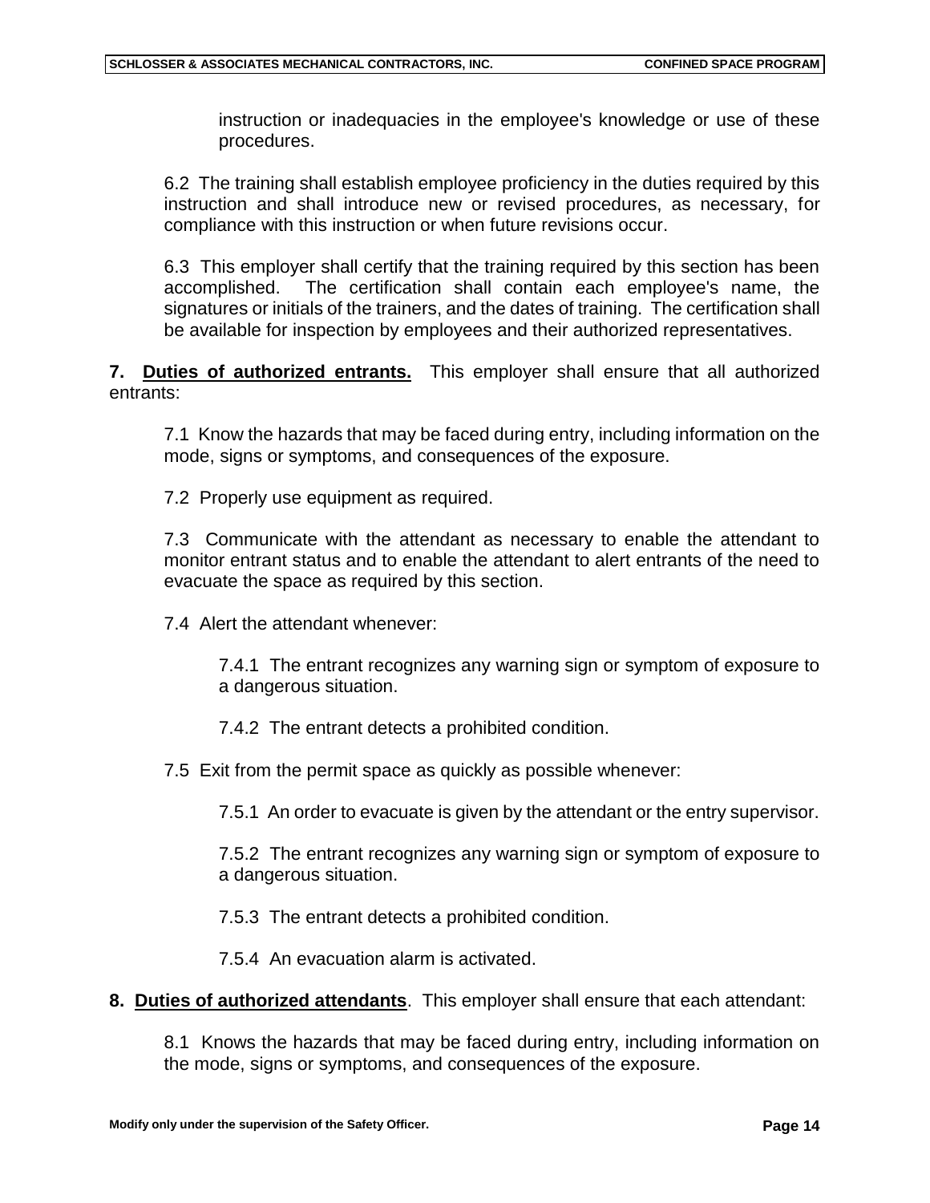instruction or inadequacies in the employee's knowledge or use of these procedures.

6.2 The training shall establish employee proficiency in the duties required by this instruction and shall introduce new or revised procedures, as necessary, for compliance with this instruction or when future revisions occur.

6.3 This employer shall certify that the training required by this section has been accomplished. The certification shall contain each employee's name, the signatures or initials of the trainers, and the dates of training. The certification shall be available for inspection by employees and their authorized representatives.

**7. Duties of authorized entrants.** This employer shall ensure that all authorized entrants:

7.1 Know the hazards that may be faced during entry, including information on the mode, signs or symptoms, and consequences of the exposure.

7.2 Properly use equipment as required.

7.3 Communicate with the attendant as necessary to enable the attendant to monitor entrant status and to enable the attendant to alert entrants of the need to evacuate the space as required by this section.

7.4 Alert the attendant whenever:

7.4.1 The entrant recognizes any warning sign or symptom of exposure to a dangerous situation.

7.4.2 The entrant detects a prohibited condition.

7.5 Exit from the permit space as quickly as possible whenever:

7.5.1 An order to evacuate is given by the attendant or the entry supervisor.

7.5.2 The entrant recognizes any warning sign or symptom of exposure to a dangerous situation.

7.5.3 The entrant detects a prohibited condition.

7.5.4 An evacuation alarm is activated.

**8. Duties of authorized attendants**. This employer shall ensure that each attendant:

8.1 Knows the hazards that may be faced during entry, including information on the mode, signs or symptoms, and consequences of the exposure.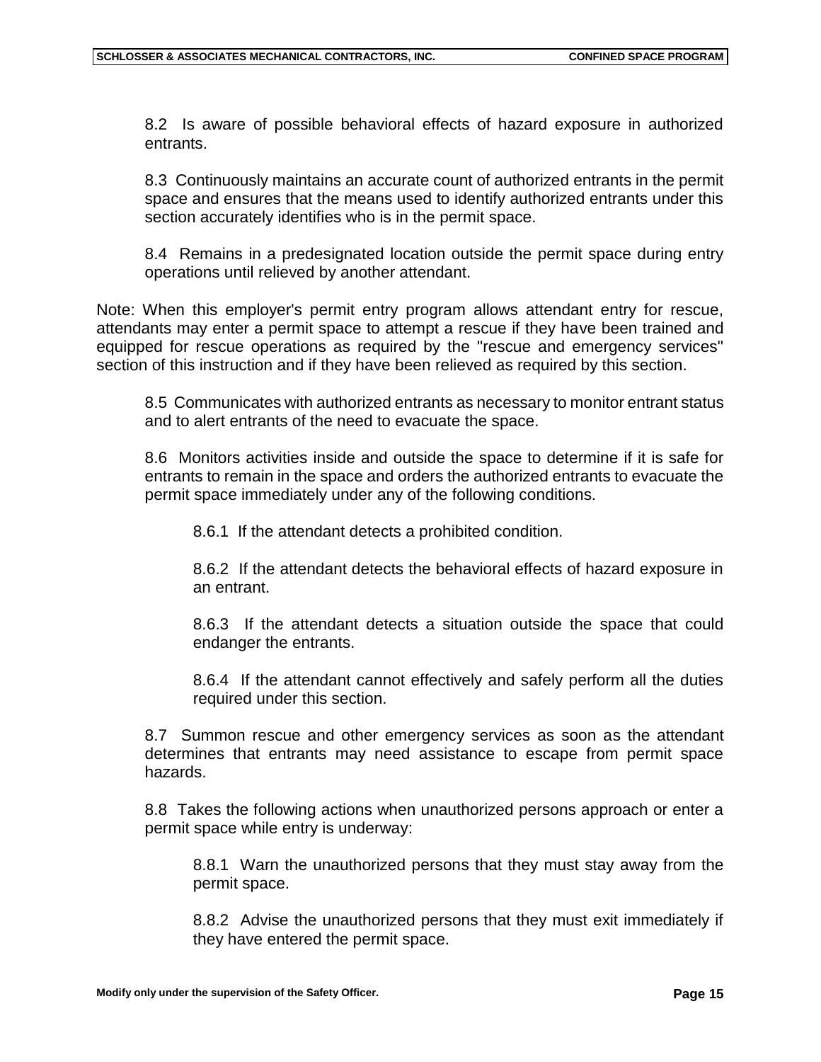8.2 Is aware of possible behavioral effects of hazard exposure in authorized entrants.

8.3 Continuously maintains an accurate count of authorized entrants in the permit space and ensures that the means used to identify authorized entrants under this section accurately identifies who is in the permit space.

8.4 Remains in a predesignated location outside the permit space during entry operations until relieved by another attendant.

Note: When this employer's permit entry program allows attendant entry for rescue, attendants may enter a permit space to attempt a rescue if they have been trained and equipped for rescue operations as required by the "rescue and emergency services" section of this instruction and if they have been relieved as required by this section.

8.5 Communicates with authorized entrants as necessary to monitor entrant status and to alert entrants of the need to evacuate the space.

8.6 Monitors activities inside and outside the space to determine if it is safe for entrants to remain in the space and orders the authorized entrants to evacuate the permit space immediately under any of the following conditions.

8.6.1 If the attendant detects a prohibited condition.

8.6.2 If the attendant detects the behavioral effects of hazard exposure in an entrant.

8.6.3 If the attendant detects a situation outside the space that could endanger the entrants.

8.6.4 If the attendant cannot effectively and safely perform all the duties required under this section.

8.7 Summon rescue and other emergency services as soon as the attendant determines that entrants may need assistance to escape from permit space hazards.

8.8 Takes the following actions when unauthorized persons approach or enter a permit space while entry is underway:

8.8.1 Warn the unauthorized persons that they must stay away from the permit space.

8.8.2 Advise the unauthorized persons that they must exit immediately if they have entered the permit space.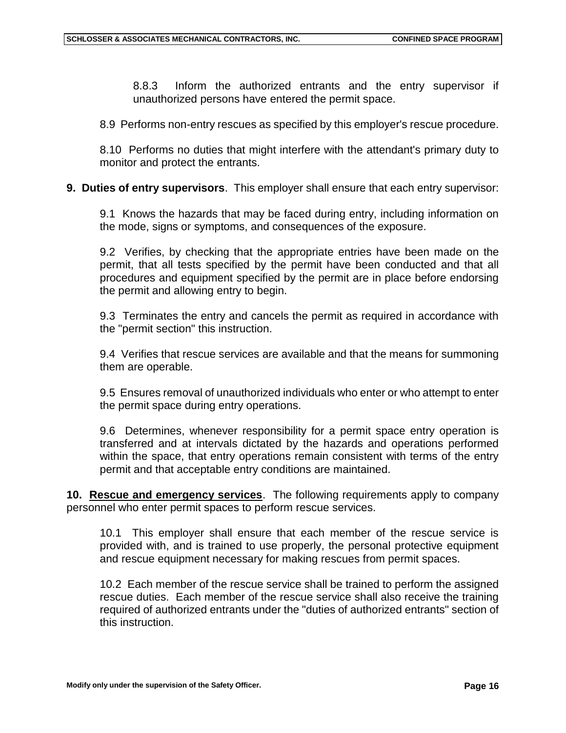8.8.3 Inform the authorized entrants and the entry supervisor if unauthorized persons have entered the permit space.

8.9 Performs non-entry rescues as specified by this employer's rescue procedure.

8.10 Performs no duties that might interfere with the attendant's primary duty to monitor and protect the entrants.

**9. Duties of entry supervisors**. This employer shall ensure that each entry supervisor:

9.1 Knows the hazards that may be faced during entry, including information on the mode, signs or symptoms, and consequences of the exposure.

9.2 Verifies, by checking that the appropriate entries have been made on the permit, that all tests specified by the permit have been conducted and that all procedures and equipment specified by the permit are in place before endorsing the permit and allowing entry to begin.

9.3 Terminates the entry and cancels the permit as required in accordance with the "permit section" this instruction.

9.4 Verifies that rescue services are available and that the means for summoning them are operable.

9.5 Ensures removal of unauthorized individuals who enter or who attempt to enter the permit space during entry operations.

9.6 Determines, whenever responsibility for a permit space entry operation is transferred and at intervals dictated by the hazards and operations performed within the space, that entry operations remain consistent with terms of the entry permit and that acceptable entry conditions are maintained.

**10. <u>Rescue and emergency services</u>**. The following requirements apply to company personnel who enter permit spaces to perform rescue services.

10.1 This employer shall ensure that each member of the rescue service is provided with, and is trained to use properly, the personal protective equipment and rescue equipment necessary for making rescues from permit spaces.

10.2 Each member of the rescue service shall be trained to perform the assigned rescue duties. Each member of the rescue service shall also receive the training required of authorized entrants under the "duties of authorized entrants" section of this instruction.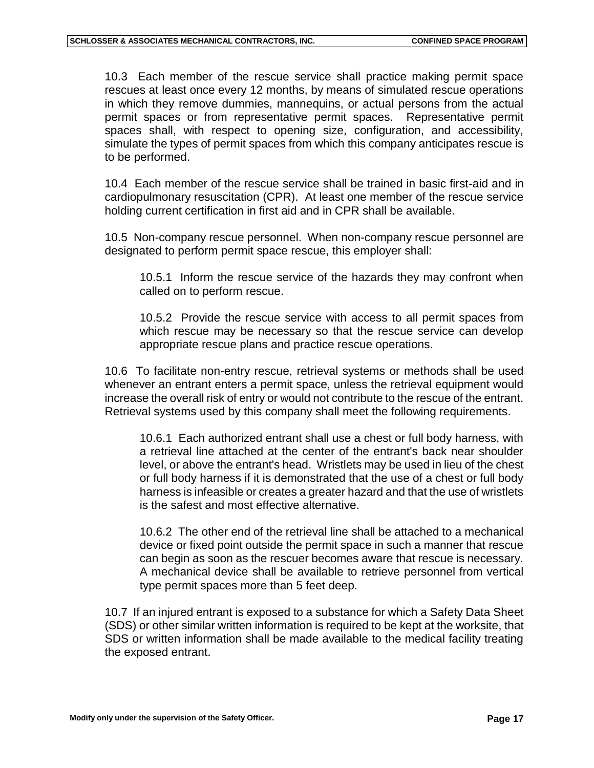10.3 Each member of the rescue service shall practice making permit space rescues at least once every 12 months, by means of simulated rescue operations in which they remove dummies, mannequins, or actual persons from the actual permit spaces or from representative permit spaces. Representative permit spaces shall, with respect to opening size, configuration, and accessibility, simulate the types of permit spaces from which this company anticipates rescue is to be performed.

10.4 Each member of the rescue service shall be trained in basic first-aid and in cardiopulmonary resuscitation (CPR). At least one member of the rescue service holding current certification in first aid and in CPR shall be available.

10.5 Non-company rescue personnel. When non-company rescue personnel are designated to perform permit space rescue, this employer shall:

> 10.5.1 Inform the rescue service of the hazards they may confront when called on to perform rescue.
>
> 10.5.2 Provide the rescue service with access to all permit spaces from which rescue may be necessary so that the rescue service can develop appropriate rescue plans and practice rescue operations.

10.6 To facilitate non-entry rescue, retrieval systems or methods shall be used whenever an entrant enters a permit space, unless the retrieval equipment would increase the overall risk of entry or would not contribute to the rescue of the entrant. Retrieval systems used by this company shall meet the following requirements.

> 10.6.1 Each authorized entrant shall use a chest or full body harness, with a retrieval line attached at the center of the entrant's back near shoulder level, or above the entrant's head. Wristlets may be used in lieu of the chest or full body harness if it is demonstrated that the use of a chest or full body harness is infeasible or creates a greater hazard and that the use of wristlets is the safest and most effective alternative.
>
> 10.6.2 The other end of the retrieval line shall be attached to a mechanical device or fixed point outside the permit space in such a manner that rescue can begin as soon as the rescuer becomes aware that rescue is necessary. A mechanical device shall be available to retrieve personnel from vertical type permit spaces more than 5 feet deep.

10.7 If an injured entrant is exposed to a substance for which a Safety Data Sheet (SDS) or other similar written information is required to be kept at the worksite, that SDS or written information shall be made available to the medical facility treating the exposed entrant.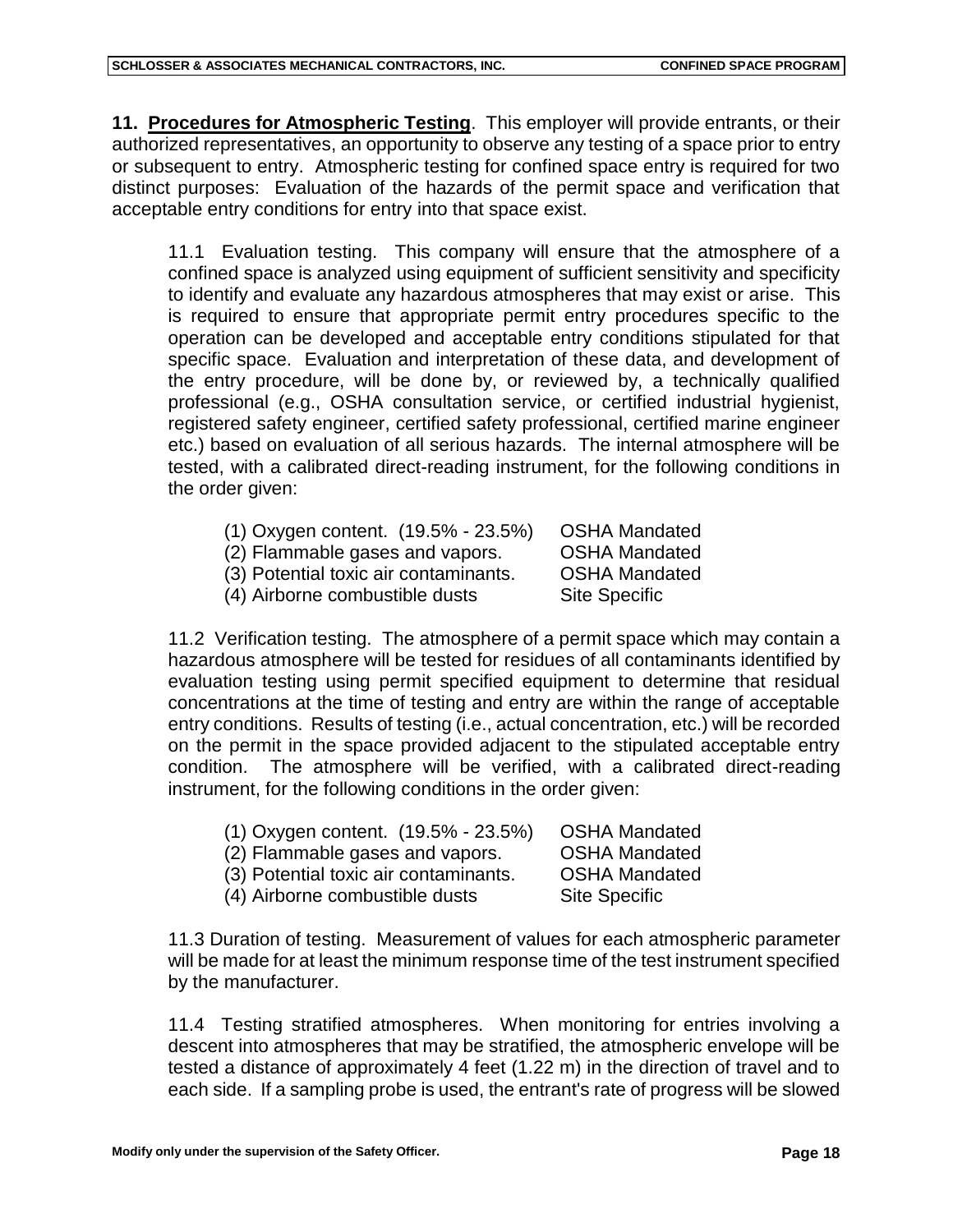**11. <u>Procedures for Atmospheric Testing</u>**. This employer will provide entrants, or their authorized representatives, an opportunity to observe any testing of a space prior to entry or subsequent to entry. Atmospheric testing for confined space entry is required for two distinct purposes: Evaluation of the hazards of the permit space and verification that acceptable entry conditions for entry into that space exist.

11.1 Evaluation testing. This company will ensure that the atmosphere of a confined space is analyzed using equipment of sufficient sensitivity and specificity to identify and evaluate any hazardous atmospheres that may exist or arise. This is required to ensure that appropriate permit entry procedures specific to the operation can be developed and acceptable entry conditions stipulated for that specific space. Evaluation and interpretation of these data, and development of the entry procedure, will be done by, or reviewed by, a technically qualified professional (e.g., OSHA consultation service, or certified industrial hygienist, registered safety engineer, certified safety professional, certified marine engineer etc.) based on evaluation of all serious hazards. The internal atmosphere will be tested, with a calibrated direct-reading instrument, for the following conditions in the order given:

| | |
|---|---|
| (1) Oxygen content. (19.5% - 23.5%) | OSHA Mandated |
| (2) Flammable gases and vapors. | OSHA Mandated |
| (3) Potential toxic air contaminants. | OSHA Mandated |
| (4) Airborne combustible dusts | Site Specific |

11.2 Verification testing. The atmosphere of a permit space which may contain a hazardous atmosphere will be tested for residues of all contaminants identified by evaluation testing using permit specified equipment to determine that residual concentrations at the time of testing and entry are within the range of acceptable entry conditions. Results of testing (i.e., actual concentration, etc.) will be recorded on the permit in the space provided adjacent to the stipulated acceptable entry condition. The atmosphere will be verified, with a calibrated direct-reading instrument, for the following conditions in the order given:

| | |
|---|---|
| (1) Oxygen content. (19.5% - 23.5%) | OSHA Mandated |
| (2) Flammable gases and vapors. | OSHA Mandated |
| (3) Potential toxic air contaminants. | OSHA Mandated |
| (4) Airborne combustible dusts | Site Specific |

11.3 Duration of testing. Measurement of values for each atmospheric parameter will be made for at least the minimum response time of the test instrument specified by the manufacturer.

11.4 Testing stratified atmospheres. When monitoring for entries involving a descent into atmospheres that may be stratified, the atmospheric envelope will be tested a distance of approximately 4 feet (1.22 m) in the direction of travel and to each side. If a sampling probe is used, the entrant's rate of progress will be slowed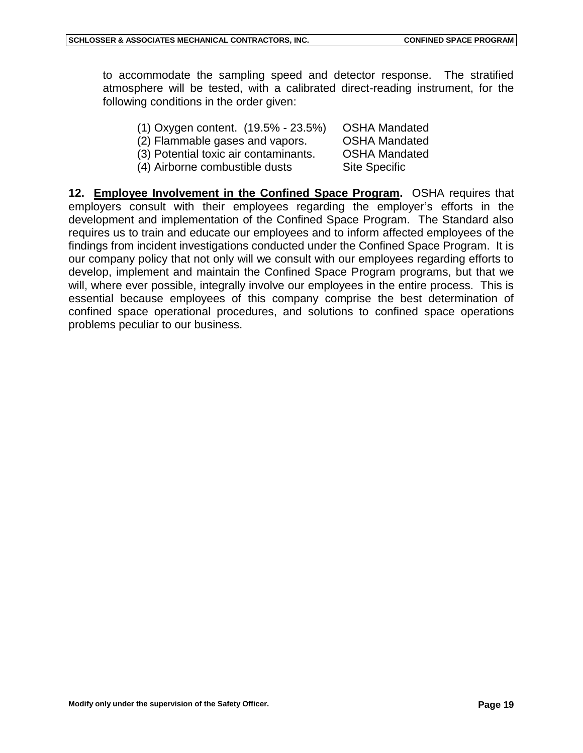to accommodate the sampling speed and detector response. The stratified atmosphere will be tested, with a calibrated direct-reading instrument, for the following conditions in the order given:

| | |
|---|---|
| (1) Oxygen content. (19.5% - 23.5%) | OSHA Mandated |
| (2) Flammable gases and vapors. | OSHA Mandated |
| (3) Potential toxic air contaminants. | OSHA Mandated |
| (4) Airborne combustible dusts | Site Specific |

**12. <u>Employee Involvement in the Confined Space Program</u>.** OSHA requires that employers consult with their employees regarding the employer's efforts in the development and implementation of the Confined Space Program. The Standard also requires us to train and educate our employees and to inform affected employees of the findings from incident investigations conducted under the Confined Space Program. It is our company policy that not only will we consult with our employees regarding efforts to develop, implement and maintain the Confined Space Program programs, but that we will, where ever possible, integrally involve our employees in the entire process. This is essential because employees of this company comprise the best determination of confined space operational procedures, and solutions to confined space operations problems peculiar to our business.